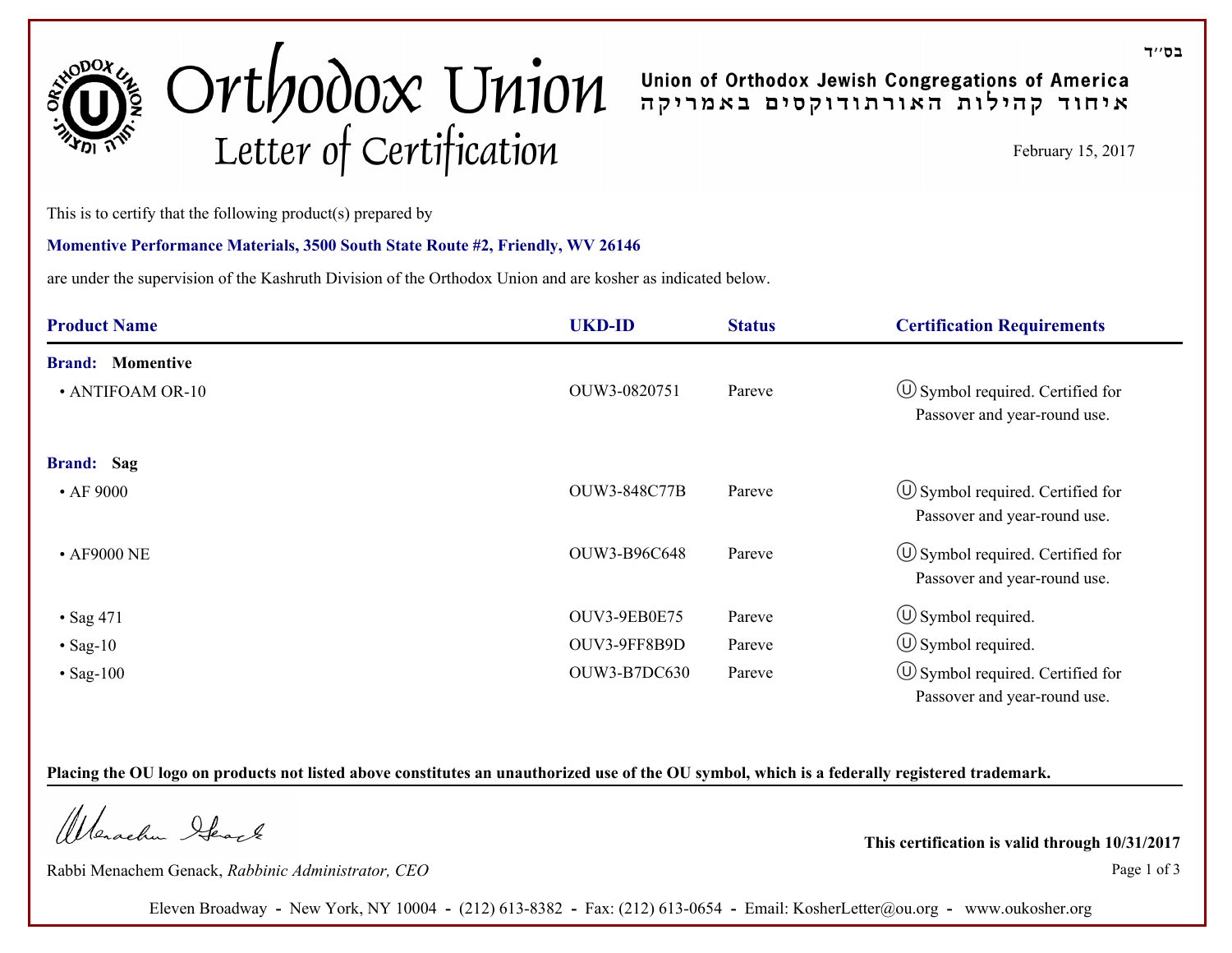בס״ד

# Orthodox Union

## Letter of Certification

**Union of Orthodox Jewish Congregations of America**
**איחוד קהילות האורתודוקסים באמריקה**

February 15, 2017

This is to certify that the following product(s) prepared by

**Momentive Performance Materials, 3500 South State Route #2, Friendly, WV 26146**

are under the supervision of the Kashruth Division of the Orthodox Union and are kosher as indicated below.

| Product Name | UKD-ID | Status | Certification Requirements |
|---|---|---|---|
| **Brand: Momentive** | | | |
| • ANTIFOAM OR-10 | OUW3-0820751 | Pareve | Ⓤ Symbol required. Certified for Passover and year-round use. |
| **Brand: Sag** | | | |
| • AF 9000 | OUW3-848C77B | Pareve | Ⓤ Symbol required. Certified for Passover and year-round use. |
| • AF9000 NE | OUW3-B96C648 | Pareve | Ⓤ Symbol required. Certified for Passover and year-round use. |
| • Sag 471 | OUV3-9EB0E75 | Pareve | Ⓤ Symbol required. |
| • Sag-10 | OUV3-9FF8B9D | Pareve | Ⓤ Symbol required. |
| • Sag-100 | OUW3-B7DC630 | Pareve | Ⓤ Symbol required. Certified for Passover and year-round use. |

**Placing the OU logo on products not listed above constitutes an unauthorized use of the OU symbol, which is a federally registered trademark.**

Rabbi Menachem Genack, *Rabbinic Administrator, CEO*

**This certification is valid through 10/31/2017**

Eleven Broadway - New York, NY 10004 - (212) 613-8382 - Fax: (212) 613-0654 - Email: KosherLetter@ou.org - www.oukosher.org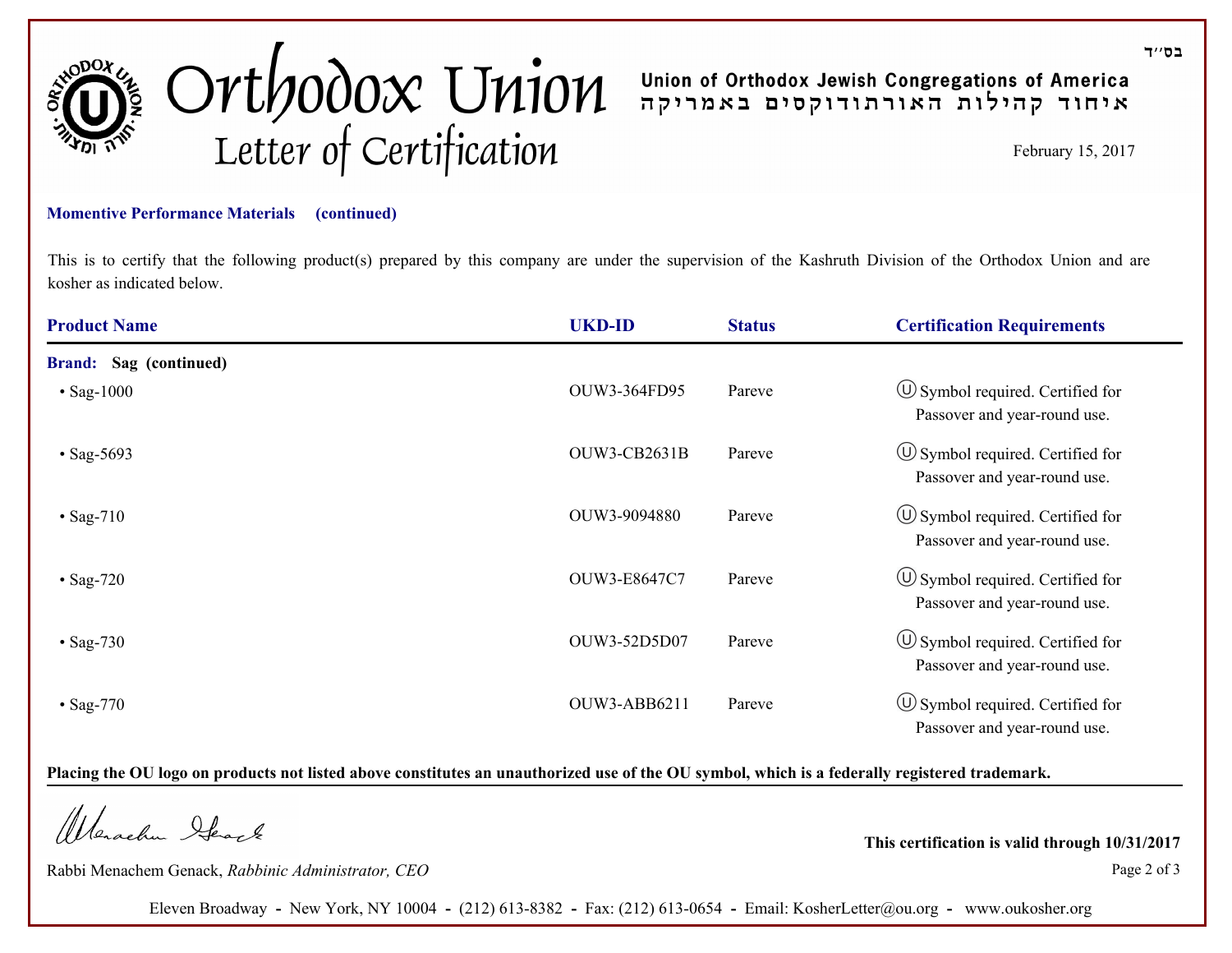בס״ד

# Orthodox Union

## Letter of Certification

Union of Orthodox Jewish Congregations of America
איחוד קהילות האורתודוקסים באמריקה

February 15, 2017

**Momentive Performance Materials (continued)**

This is to certify that the following product(s) prepared by this company are under the supervision of the Kashruth Division of the Orthodox Union and are kosher as indicated below.

| Product Name | UKD-ID | Status | Certification Requirements |
|---|---|---|---|
| **Brand: Sag (continued)** | | | |
| • Sag-1000 | OUW3-364FD95 | Pareve | Ⓤ Symbol required. Certified for Passover and year-round use. |
| • Sag-5693 | OUW3-CB2631B | Pareve | Ⓤ Symbol required. Certified for Passover and year-round use. |
| • Sag-710 | OUW3-9094880 | Pareve | Ⓤ Symbol required. Certified for Passover and year-round use. |
| • Sag-720 | OUW3-E8647C7 | Pareve | Ⓤ Symbol required. Certified for Passover and year-round use. |
| • Sag-730 | OUW3-52D5D07 | Pareve | Ⓤ Symbol required. Certified for Passover and year-round use. |
| • Sag-770 | OUW3-ABB6211 | Pareve | Ⓤ Symbol required. Certified for Passover and year-round use. |

**Placing the OU logo on products not listed above constitutes an unauthorized use of the OU symbol, which is a federally registered trademark.**

Rabbi Menachem Genack, *Rabbinic Administrator, CEO*

**This certification is valid through 10/31/2017**

Eleven Broadway - New York, NY 10004 - (212) 613-8382 - Fax: (212) 613-0654 - Email: KosherLetter@ou.org - www.oukosher.org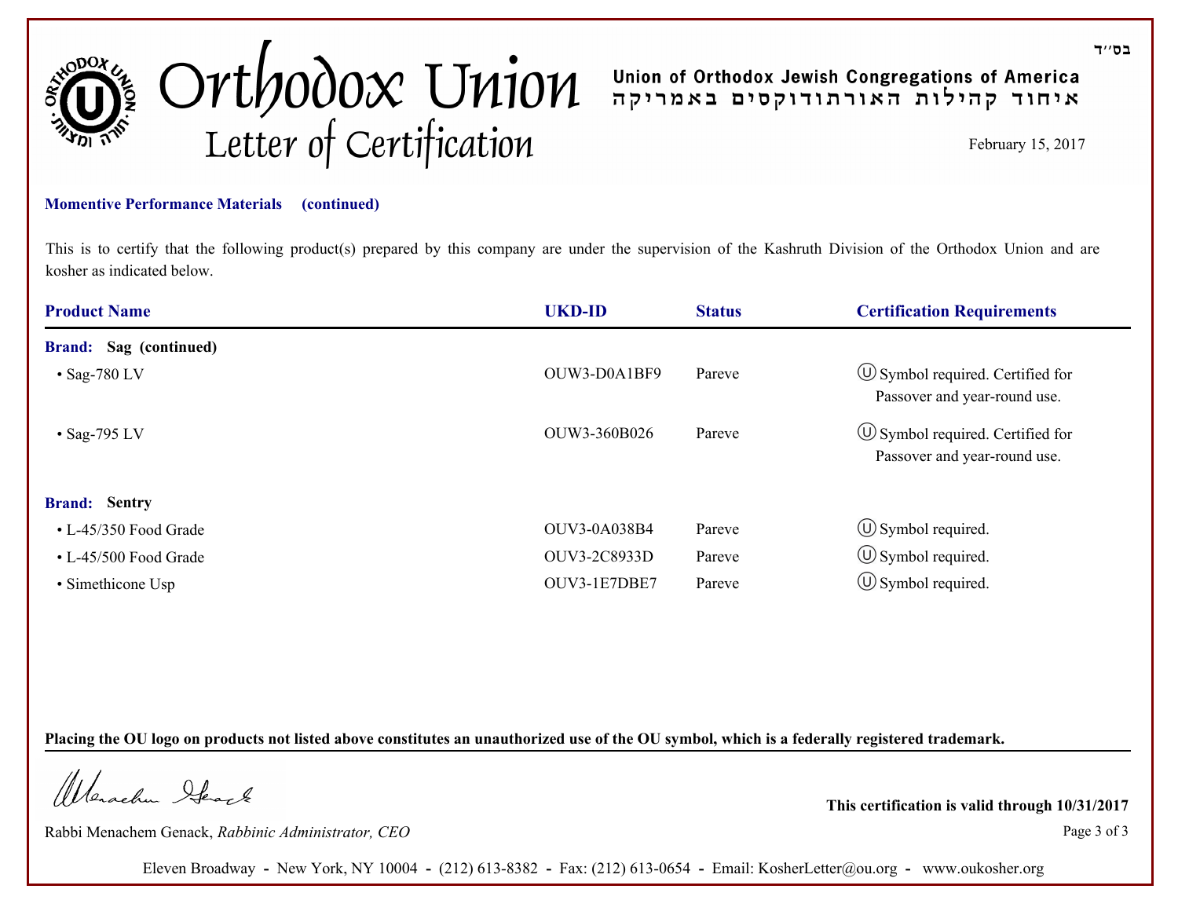בס״ד

# Orthodox Union
## Letter of Certification

**Union of Orthodox Jewish Congregations of America**
**איחוד קהילות האורתודוקסים באמריקה**

February 15, 2017

**Momentive Performance Materials (continued)**

This is to certify that the following product(s) prepared by this company are under the supervision of the Kashruth Division of the Orthodox Union and are kosher as indicated below.

| Product Name | UKD-ID | Status | Certification Requirements |
|---|---|---|---|
| **Brand: Sag (continued)** | | | |
| • Sag-780 LV | OUW3-D0A1BF9 | Pareve | Ⓤ Symbol required. Certified for Passover and year-round use. |
| • Sag-795 LV | OUW3-360B026 | Pareve | Ⓤ Symbol required. Certified for Passover and year-round use. |
| **Brand: Sentry** | | | |
| • L-45/350 Food Grade | OUV3-0A038B4 | Pareve | Ⓤ Symbol required. |
| • L-45/500 Food Grade | OUV3-2C8933D | Pareve | Ⓤ Symbol required. |
| • Simethicone Usp | OUV3-1E7DBE7 | Pareve | Ⓤ Symbol required. |

**Placing the OU logo on products not listed above constitutes an unauthorized use of the OU symbol, which is a federally registered trademark.**

Rabbi Menachem Genack, *Rabbinic Administrator, CEO*

**This certification is valid through 10/31/2017**

Eleven Broadway - New York, NY 10004 - (212) 613-8382 - Fax: (212) 613-0654 - Email: KosherLetter@ou.org - www.oukosher.org